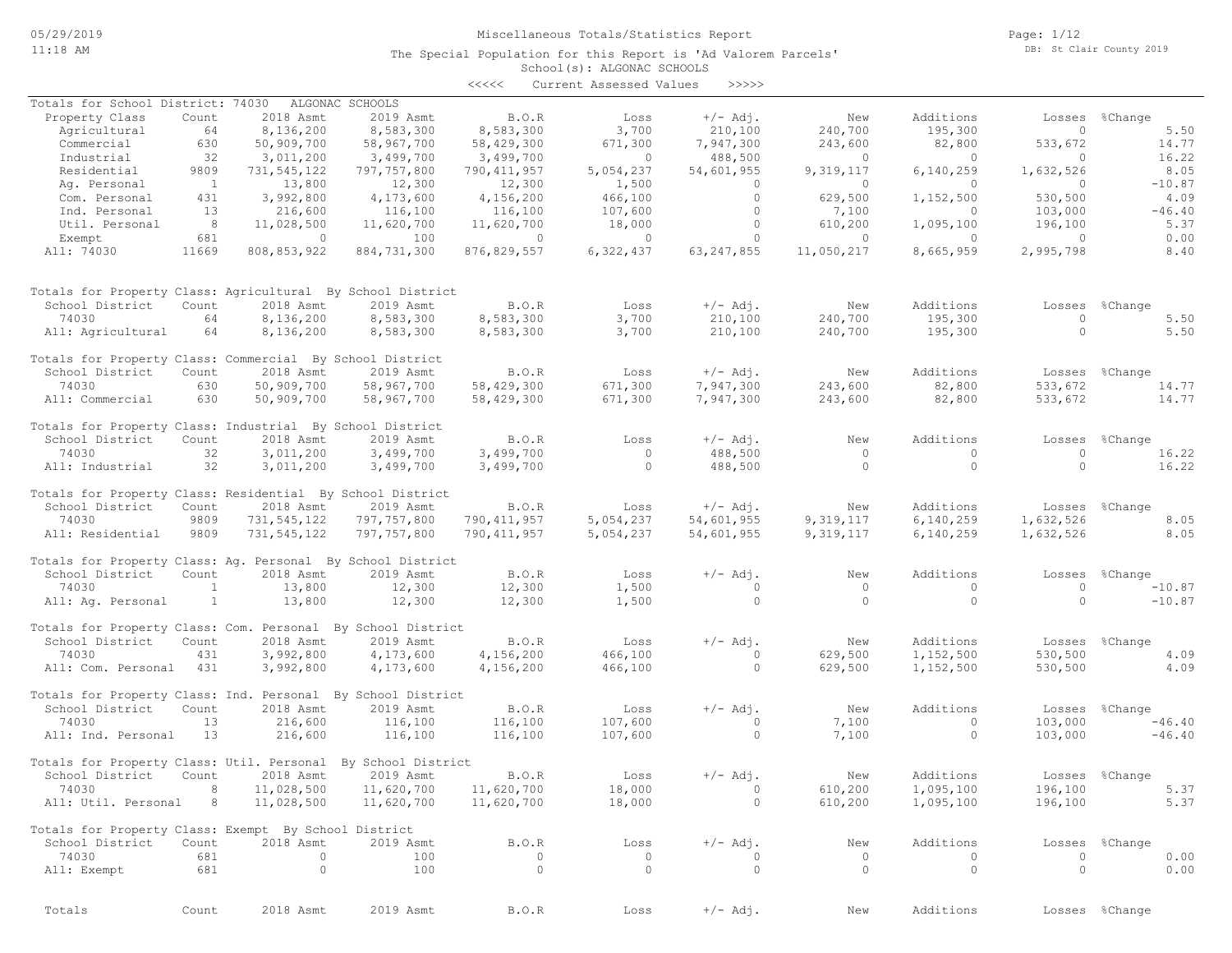# Miscellaneous Totals/Statistics Report

05/29/2019
11:18 AM

DB: St Clair County 2019

The Special Population for this Report is 'Ad Valorem Parcels'
School(s): ALGONAC SCHOOLS

<<<<< Current Assessed Values >>>>>

## Totals for School District: 74030 ALGONAC SCHOOLS

| Property Class | Count | 2018 Asmt | 2019 Asmt | B.O.R | Loss | +/- Adj. | New | Additions | Losses | %Change |
|---|---|---|---|---|---|---|---|---|---|---|
| Agricultural | 64 | 8,136,200 | 8,583,300 | 8,583,300 | 3,700 | 210,100 | 240,700 | 195,300 | 0 | 5.50 |
| Commercial | 630 | 50,909,700 | 58,967,700 | 58,429,300 | 671,300 | 7,947,300 | 243,600 | 82,800 | 533,672 | 14.77 |
| Industrial | 32 | 3,011,200 | 3,499,700 | 3,499,700 | 0 | 488,500 | 0 | 0 | 0 | 16.22 |
| Residential | 9809 | 731,545,122 | 797,757,800 | 790,411,957 | 5,054,237 | 54,601,955 | 9,319,117 | 6,140,259 | 1,632,526 | 8.05 |
| Ag. Personal | 1 | 13,800 | 12,300 | 12,300 | 1,500 | 0 | 0 | 0 | 0 | -10.87 |
| Com. Personal | 431 | 3,992,800 | 4,173,600 | 4,156,200 | 466,100 | 0 | 629,500 | 1,152,500 | 530,500 | 4.09 |
| Ind. Personal | 13 | 216,600 | 116,100 | 116,100 | 107,600 | 0 | 7,100 | 0 | 103,000 | -46.40 |
| Util. Personal | 8 | 11,028,500 | 11,620,700 | 11,620,700 | 18,000 | 0 | 610,200 | 1,095,100 | 196,100 | 5.37 |
| Exempt | 681 | 0 | 100 | 0 | 0 | 0 | 0 | 0 | 0 | 0.00 |
| All: 74030 | 11669 | 808,853,922 | 884,731,300 | 876,829,557 | 6,322,437 | 63,247,855 | 11,050,217 | 8,665,959 | 2,995,798 | 8.40 |

## Totals for Property Class: Agricultural By School District

| School District | Count | 2018 Asmt | 2019 Asmt | B.O.R | Loss | +/- Adj. | New | Additions | Losses | %Change |
|---|---|---|---|---|---|---|---|---|---|---|
| 74030 | 64 | 8,136,200 | 8,583,300 | 8,583,300 | 3,700 | 210,100 | 240,700 | 195,300 | 0 | 5.50 |
| All: Agricultural | 64 | 8,136,200 | 8,583,300 | 8,583,300 | 3,700 | 210,100 | 240,700 | 195,300 | 0 | 5.50 |

## Totals for Property Class: Commercial By School District

| School District | Count | 2018 Asmt | 2019 Asmt | B.O.R | Loss | +/- Adj. | New | Additions | Losses | %Change |
|---|---|---|---|---|---|---|---|---|---|---|
| 74030 | 630 | 50,909,700 | 58,967,700 | 58,429,300 | 671,300 | 7,947,300 | 243,600 | 82,800 | 533,672 | 14.77 |
| All: Commercial | 630 | 50,909,700 | 58,967,700 | 58,429,300 | 671,300 | 7,947,300 | 243,600 | 82,800 | 533,672 | 14.77 |

## Totals for Property Class: Industrial By School District

| School District | Count | 2018 Asmt | 2019 Asmt | B.O.R | Loss | +/- Adj. | New | Additions | Losses | %Change |
|---|---|---|---|---|---|---|---|---|---|---|
| 74030 | 32 | 3,011,200 | 3,499,700 | 3,499,700 | 0 | 488,500 | 0 | 0 | 0 | 16.22 |
| All: Industrial | 32 | 3,011,200 | 3,499,700 | 3,499,700 | 0 | 488,500 | 0 | 0 | 0 | 16.22 |

## Totals for Property Class: Residential By School District

| School District | Count | 2018 Asmt | 2019 Asmt | B.O.R | Loss | +/- Adj. | New | Additions | Losses | %Change |
|---|---|---|---|---|---|---|---|---|---|---|
| 74030 | 9809 | 731,545,122 | 797,757,800 | 790,411,957 | 5,054,237 | 54,601,955 | 9,319,117 | 6,140,259 | 1,632,526 | 8.05 |
| All: Residential | 9809 | 731,545,122 | 797,757,800 | 790,411,957 | 5,054,237 | 54,601,955 | 9,319,117 | 6,140,259 | 1,632,526 | 8.05 |

## Totals for Property Class: Ag. Personal By School District

| School District | Count | 2018 Asmt | 2019 Asmt | B.O.R | Loss | +/- Adj. | New | Additions | Losses | %Change |
|---|---|---|---|---|---|---|---|---|---|---|
| 74030 | 1 | 13,800 | 12,300 | 12,300 | 1,500 | 0 | 0 | 0 | 0 | -10.87 |
| All: Ag. Personal | 1 | 13,800 | 12,300 | 12,300 | 1,500 | 0 | 0 | 0 | 0 | -10.87 |

## Totals for Property Class: Com. Personal By School District

| School District | Count | 2018 Asmt | 2019 Asmt | B.O.R | Loss | +/- Adj. | New | Additions | Losses | %Change |
|---|---|---|---|---|---|---|---|---|---|---|
| 74030 | 431 | 3,992,800 | 4,173,600 | 4,156,200 | 466,100 | 0 | 629,500 | 1,152,500 | 530,500 | 4.09 |
| All: Com. Personal | 431 | 3,992,800 | 4,173,600 | 4,156,200 | 466,100 | 0 | 629,500 | 1,152,500 | 530,500 | 4.09 |

## Totals for Property Class: Ind. Personal By School District

| School District | Count | 2018 Asmt | 2019 Asmt | B.O.R | Loss | +/- Adj. | New | Additions | Losses | %Change |
|---|---|---|---|---|---|---|---|---|---|---|
| 74030 | 13 | 216,600 | 116,100 | 116,100 | 107,600 | 0 | 7,100 | 0 | 103,000 | -46.40 |
| All: Ind. Personal | 13 | 216,600 | 116,100 | 116,100 | 107,600 | 0 | 7,100 | 0 | 103,000 | -46.40 |

## Totals for Property Class: Util. Personal By School District

| School District | Count | 2018 Asmt | 2019 Asmt | B.O.R | Loss | +/- Adj. | New | Additions | Losses | %Change |
|---|---|---|---|---|---|---|---|---|---|---|
| 74030 | 8 | 11,028,500 | 11,620,700 | 11,620,700 | 18,000 | 0 | 610,200 | 1,095,100 | 196,100 | 5.37 |
| All: Util. Personal | 8 | 11,028,500 | 11,620,700 | 11,620,700 | 18,000 | 0 | 610,200 | 1,095,100 | 196,100 | 5.37 |

## Totals for Property Class: Exempt By School District

| School District | Count | 2018 Asmt | 2019 Asmt | B.O.R | Loss | +/- Adj. | New | Additions | Losses | %Change |
|---|---|---|---|---|---|---|---|---|---|---|
| 74030 | 681 | 0 | 100 | 0 | 0 | 0 | 0 | 0 | 0 | 0.00 |
| All: Exempt | 681 | 0 | 100 | 0 | 0 | 0 | 0 | 0 | 0 | 0.00 |

| Totals | Count | 2018 Asmt | 2019 Asmt | B.O.R | Loss | +/- Adj. | New | Additions | Losses | %Change |
|---|---|---|---|---|---|---|---|---|---|---|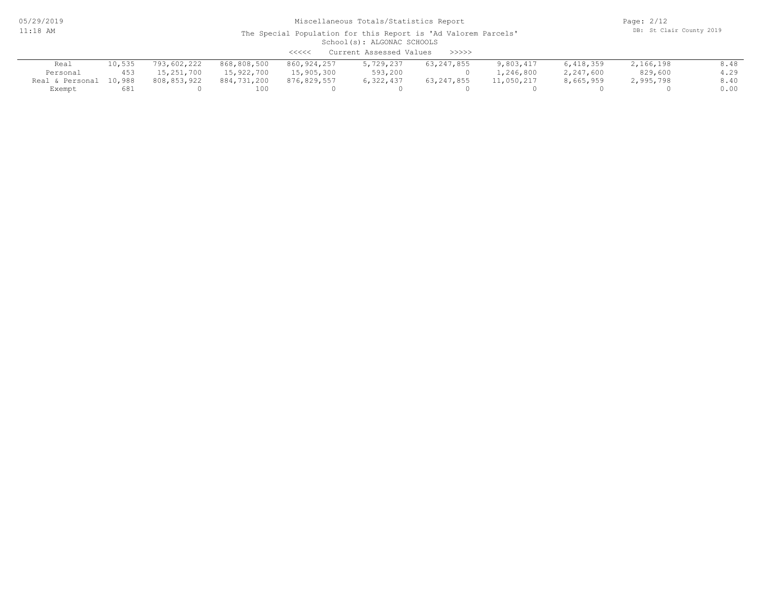Miscellaneous Totals/Statistics Report

The Special Population for this Report is 'Ad Valorem Parcels'

School(s): ALGONAC SCHOOLS

<<<<< Current Assessed Values >>>>>

| | | | | | | | | | | |
|---|---|---|---|---|---|---|---|---|---|---|
| Real | 10,535 | 793,602,222 | 868,808,500 | 860,924,257 | 5,729,237 | 63,247,855 | 9,803,417 | 6,418,359 | 2,166,198 | 8.48 |
| Personal | 453 | 15,251,700 | 15,922,700 | 15,905,300 | 593,200 | 0 | 1,246,800 | 2,247,600 | 829,600 | 4.29 |
| Real & Personal | 10,988 | 808,853,922 | 884,731,200 | 876,829,557 | 6,322,437 | 63,247,855 | 11,050,217 | 8,665,959 | 2,995,798 | 8.40 |
| Exempt | 681 | 0 | 100 | 0 | 0 | 0 | 0 | 0 | 0 | 0.00 |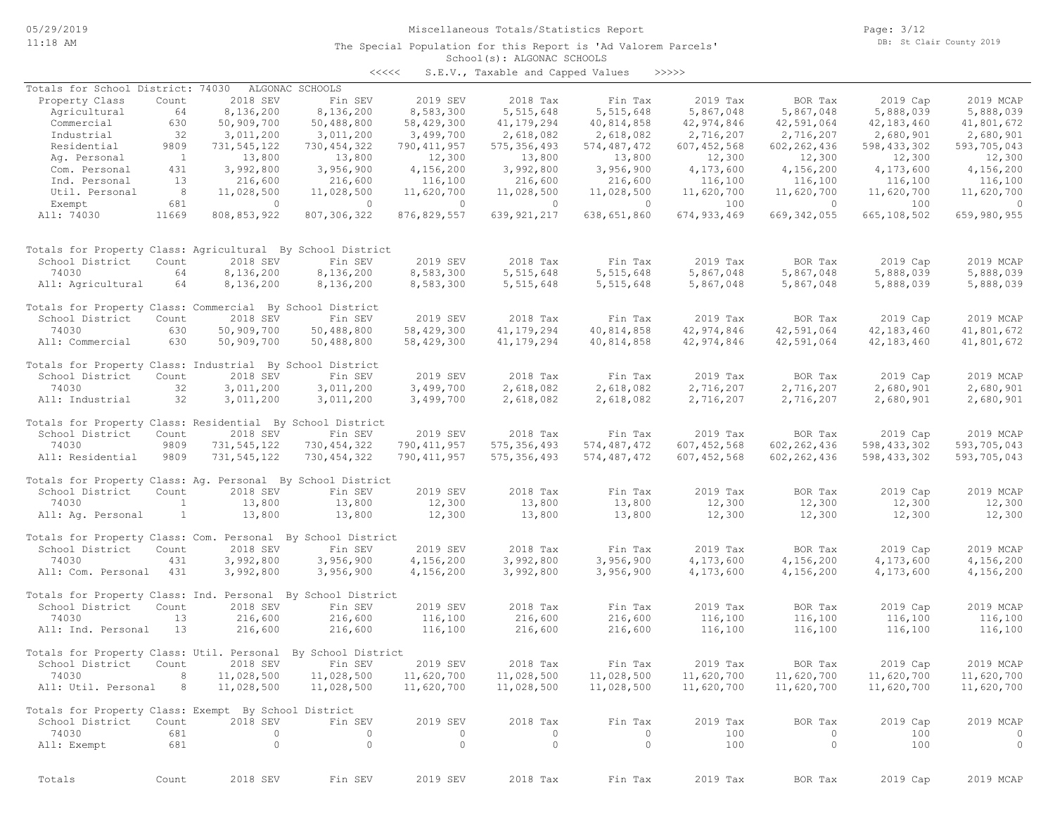Miscellaneous Totals/Statistics Report

The Special Population for this Report is 'Ad Valorem Parcels'

School(s): ALGONAC SCHOOLS

<<<<< S.E.V., Taxable and Capped Values >>>>>

Totals for School District: 74030 ALGONAC SCHOOLS

| Property Class | Count | 2018 SEV | Fin SEV | 2019 SEV | 2018 Tax | Fin Tax | 2019 Tax | BOR Tax | 2019 Cap | 2019 MCAP |
|---|---|---|---|---|---|---|---|---|---|---|
| Agricultural | 64 | 8,136,200 | 8,136,200 | 8,583,300 | 5,515,648 | 5,515,648 | 5,867,048 | 5,867,048 | 5,888,039 | 5,888,039 |
| Commercial | 630 | 50,909,700 | 50,488,800 | 58,429,300 | 41,179,294 | 40,814,858 | 42,974,846 | 42,591,064 | 42,183,460 | 41,801,672 |
| Industrial | 32 | 3,011,200 | 3,011,200 | 3,499,700 | 2,618,082 | 2,618,082 | 2,716,207 | 2,716,207 | 2,680,901 | 2,680,901 |
| Residential | 9809 | 731,545,122 | 730,454,322 | 790,411,957 | 575,356,493 | 574,487,472 | 607,452,568 | 602,262,436 | 598,433,302 | 593,705,043 |
| Ag. Personal | 1 | 13,800 | 13,800 | 12,300 | 13,800 | 13,800 | 12,300 | 12,300 | 12,300 | 12,300 |
| Com. Personal | 431 | 3,992,800 | 3,956,900 | 4,156,200 | 3,992,800 | 3,956,900 | 4,173,600 | 4,156,200 | 4,173,600 | 4,156,200 |
| Ind. Personal | 13 | 216,600 | 216,600 | 116,100 | 216,600 | 216,600 | 116,100 | 116,100 | 116,100 | 116,100 |
| Util. Personal | 8 | 11,028,500 | 11,028,500 | 11,620,700 | 11,028,500 | 11,028,500 | 11,620,700 | 11,620,700 | 11,620,700 | 11,620,700 |
| Exempt | 681 | 0 | 0 | 0 | 0 | 0 | 100 | 0 | 100 | 0 |
| All: 74030 | 11669 | 808,853,922 | 807,306,322 | 876,829,557 | 639,921,217 | 638,651,860 | 674,933,469 | 669,342,055 | 665,108,502 | 659,980,955 |

Totals for Property Class: Agricultural By School District

| School District | Count | 2018 SEV | Fin SEV | 2019 SEV | 2018 Tax | Fin Tax | 2019 Tax | BOR Tax | 2019 Cap | 2019 MCAP |
|---|---|---|---|---|---|---|---|---|---|---|
| 74030 | 64 | 8,136,200 | 8,136,200 | 8,583,300 | 5,515,648 | 5,515,648 | 5,867,048 | 5,867,048 | 5,888,039 | 5,888,039 |
| All: Agricultural | 64 | 8,136,200 | 8,136,200 | 8,583,300 | 5,515,648 | 5,515,648 | 5,867,048 | 5,867,048 | 5,888,039 | 5,888,039 |

Totals for Property Class: Commercial By School District

| School District | Count | 2018 SEV | Fin SEV | 2019 SEV | 2018 Tax | Fin Tax | 2019 Tax | BOR Tax | 2019 Cap | 2019 MCAP |
|---|---|---|---|---|---|---|---|---|---|---|
| 74030 | 630 | 50,909,700 | 50,488,800 | 58,429,300 | 41,179,294 | 40,814,858 | 42,974,846 | 42,591,064 | 42,183,460 | 41,801,672 |
| All: Commercial | 630 | 50,909,700 | 50,488,800 | 58,429,300 | 41,179,294 | 40,814,858 | 42,974,846 | 42,591,064 | 42,183,460 | 41,801,672 |

Totals for Property Class: Industrial By School District

| School District | Count | 2018 SEV | Fin SEV | 2019 SEV | 2018 Tax | Fin Tax | 2019 Tax | BOR Tax | 2019 Cap | 2019 MCAP |
|---|---|---|---|---|---|---|---|---|---|---|
| 74030 | 32 | 3,011,200 | 3,011,200 | 3,499,700 | 2,618,082 | 2,618,082 | 2,716,207 | 2,716,207 | 2,680,901 | 2,680,901 |
| All: Industrial | 32 | 3,011,200 | 3,011,200 | 3,499,700 | 2,618,082 | 2,618,082 | 2,716,207 | 2,716,207 | 2,680,901 | 2,680,901 |

Totals for Property Class: Residential By School District

| School District | Count | 2018 SEV | Fin SEV | 2019 SEV | 2018 Tax | Fin Tax | 2019 Tax | BOR Tax | 2019 Cap | 2019 MCAP |
|---|---|---|---|---|---|---|---|---|---|---|
| 74030 | 9809 | 731,545,122 | 730,454,322 | 790,411,957 | 575,356,493 | 574,487,472 | 607,452,568 | 602,262,436 | 598,433,302 | 593,705,043 |
| All: Residential | 9809 | 731,545,122 | 730,454,322 | 790,411,957 | 575,356,493 | 574,487,472 | 607,452,568 | 602,262,436 | 598,433,302 | 593,705,043 |

Totals for Property Class: Ag. Personal By School District

| School District | Count | 2018 SEV | Fin SEV | 2019 SEV | 2018 Tax | Fin Tax | 2019 Tax | BOR Tax | 2019 Cap | 2019 MCAP |
|---|---|---|---|---|---|---|---|---|---|---|
| 74030 | 1 | 13,800 | 13,800 | 12,300 | 13,800 | 13,800 | 12,300 | 12,300 | 12,300 | 12,300 |
| All: Ag. Personal | 1 | 13,800 | 13,800 | 12,300 | 13,800 | 13,800 | 12,300 | 12,300 | 12,300 | 12,300 |

Totals for Property Class: Com. Personal By School District

| School District | Count | 2018 SEV | Fin SEV | 2019 SEV | 2018 Tax | Fin Tax | 2019 Tax | BOR Tax | 2019 Cap | 2019 MCAP |
|---|---|---|---|---|---|---|---|---|---|---|
| 74030 | 431 | 3,992,800 | 3,956,900 | 4,156,200 | 3,992,800 | 3,956,900 | 4,173,600 | 4,156,200 | 4,173,600 | 4,156,200 |
| All: Com. Personal | 431 | 3,992,800 | 3,956,900 | 4,156,200 | 3,992,800 | 3,956,900 | 4,173,600 | 4,156,200 | 4,173,600 | 4,156,200 |

Totals for Property Class: Ind. Personal By School District

| School District | Count | 2018 SEV | Fin SEV | 2019 SEV | 2018 Tax | Fin Tax | 2019 Tax | BOR Tax | 2019 Cap | 2019 MCAP |
|---|---|---|---|---|---|---|---|---|---|---|
| 74030 | 13 | 216,600 | 216,600 | 116,100 | 216,600 | 216,600 | 116,100 | 116,100 | 116,100 | 116,100 |
| All: Ind. Personal | 13 | 216,600 | 216,600 | 116,100 | 216,600 | 216,600 | 116,100 | 116,100 | 116,100 | 116,100 |

Totals for Property Class: Util. Personal By School District

| School District | Count | 2018 SEV | Fin SEV | 2019 SEV | 2018 Tax | Fin Tax | 2019 Tax | BOR Tax | 2019 Cap | 2019 MCAP |
|---|---|---|---|---|---|---|---|---|---|---|
| 74030 | 8 | 11,028,500 | 11,028,500 | 11,620,700 | 11,028,500 | 11,028,500 | 11,620,700 | 11,620,700 | 11,620,700 | 11,620,700 |
| All: Util. Personal | 8 | 11,028,500 | 11,028,500 | 11,620,700 | 11,028,500 | 11,028,500 | 11,620,700 | 11,620,700 | 11,620,700 | 11,620,700 |

Totals for Property Class: Exempt By School District

| School District | Count | 2018 SEV | Fin SEV | 2019 SEV | 2018 Tax | Fin Tax | 2019 Tax | BOR Tax | 2019 Cap | 2019 MCAP |
|---|---|---|---|---|---|---|---|---|---|---|
| 74030 | 681 | 0 | 0 | 0 | 0 | 0 | 100 | 0 | 100 | 0 |
| All: Exempt | 681 | 0 | 0 | 0 | 0 | 0 | 100 | 0 | 100 | 0 |

| Totals | Count | 2018 SEV | Fin SEV | 2019 SEV | 2018 Tax | Fin Tax | 2019 Tax | BOR Tax | 2019 Cap | 2019 MCAP |
|---|---|---|---|---|---|---|---|---|---|---|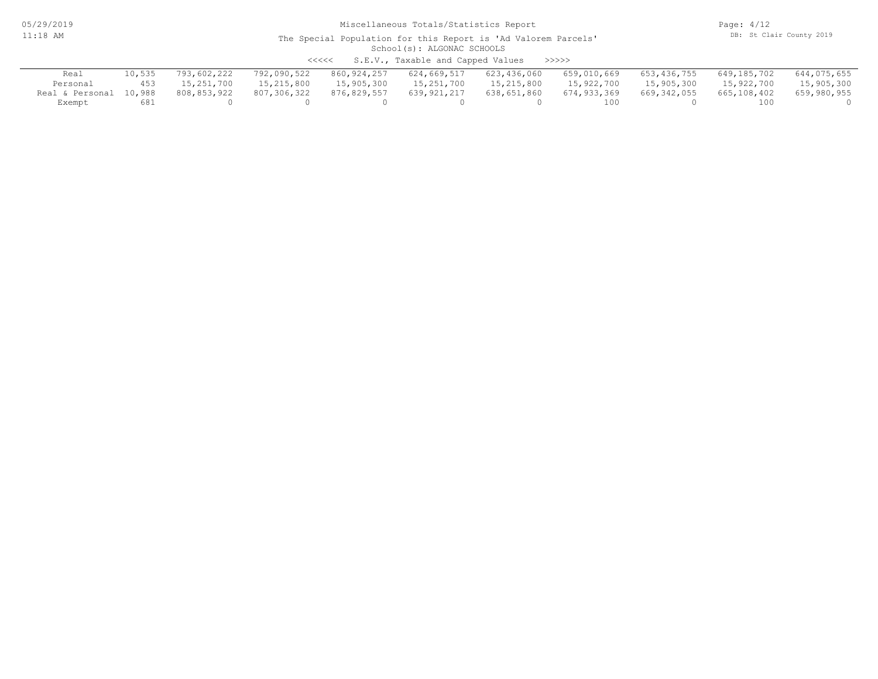Miscellaneous Totals/Statistics Report

The Special Population for this Report is 'Ad Valorem Parcels'

School(s): ALGONAC SCHOOLS

<<<<< S.E.V., Taxable and Capped Values >>>>>

| | | | | | | | | | | |
|---|---|---|---|---|---|---|---|---|---|---|
| Real | 10,535 | 793,602,222 | 792,090,522 | 860,924,257 | 624,669,517 | 623,436,060 | 659,010,669 | 653,436,755 | 649,185,702 | 644,075,655 |
| Personal | 453 | 15,251,700 | 15,215,800 | 15,905,300 | 15,251,700 | 15,215,800 | 15,922,700 | 15,905,300 | 15,922,700 | 15,905,300 |
| Real & Personal | 10,988 | 808,853,922 | 807,306,322 | 876,829,557 | 639,921,217 | 638,651,860 | 674,933,369 | 669,342,055 | 665,108,402 | 659,980,955 |
| Exempt | 681 | 0 | 0 | 0 | 0 | 0 | 100 | 0 | 100 | 0 |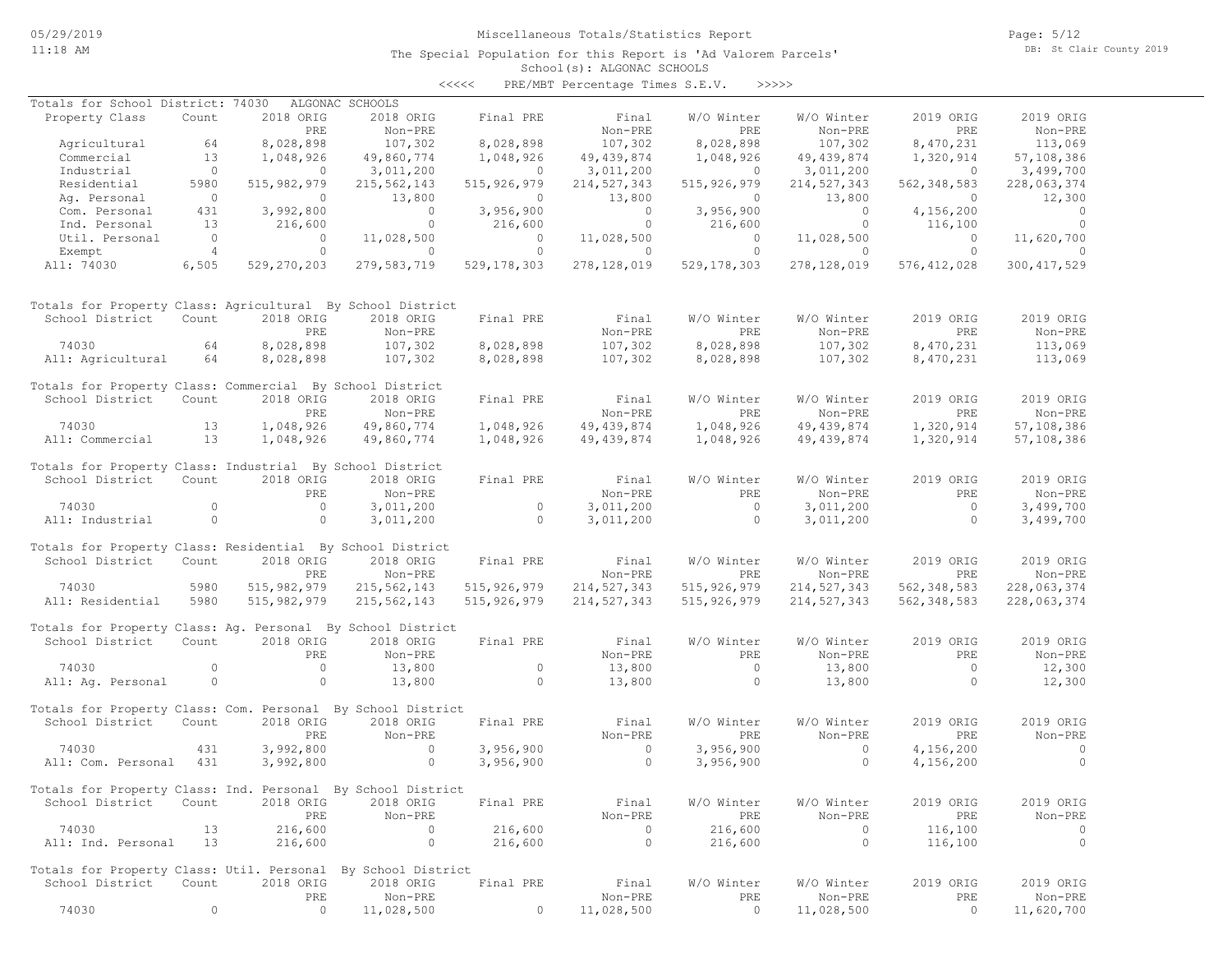Miscellaneous Totals/Statistics Report

The Special Population for this Report is 'Ad Valorem Parcels'
School(s): ALGONAC SCHOOLS

<<<<< PRE/MBT Percentage Times S.E.V. >>>>>

Totals for School District: 74030 ALGONAC SCHOOLS

| Property Class | Count | 2018 ORIG PRE | 2018 ORIG Non-PRE | Final PRE | Final Non-PRE | W/O Winter PRE | W/O Winter Non-PRE | 2019 ORIG PRE | 2019 ORIG Non-PRE |
|---|---|---|---|---|---|---|---|---|---|
| Agricultural | 64 | 8,028,898 | 107,302 | 8,028,898 | 107,302 | 8,028,898 | 107,302 | 8,470,231 | 113,069 |
| Commercial | 13 | 1,048,926 | 49,860,774 | 1,048,926 | 49,439,874 | 1,048,926 | 49,439,874 | 1,320,914 | 57,108,386 |
| Industrial | 0 | 0 | 3,011,200 | 0 | 3,011,200 | 0 | 3,011,200 | 0 | 3,499,700 |
| Residential | 5980 | 515,982,979 | 215,562,143 | 515,926,979 | 214,527,343 | 515,926,979 | 214,527,343 | 562,348,583 | 228,063,374 |
| Ag. Personal | 0 | 0 | 13,800 | 0 | 13,800 | 0 | 13,800 | 0 | 12,300 |
| Com. Personal | 431 | 3,992,800 | 0 | 3,956,900 | 0 | 3,956,900 | 0 | 4,156,200 | 0 |
| Ind. Personal | 13 | 216,600 | 0 | 216,600 | 0 | 216,600 | 0 | 116,100 | 0 |
| Util. Personal | 0 | 0 | 11,028,500 | 0 | 11,028,500 | 0 | 11,028,500 | 0 | 11,620,700 |
| Exempt | 4 | 0 | 0 | 0 | 0 | 0 | 0 | 0 | 0 |
| All: 74030 | 6,505 | 529,270,203 | 279,583,719 | 529,178,303 | 278,128,019 | 529,178,303 | 278,128,019 | 576,412,028 | 300,417,529 |

Totals for Property Class: Agricultural By School District

| School District | Count | 2018 ORIG PRE | 2018 ORIG Non-PRE | Final PRE | Final Non-PRE | W/O Winter PRE | W/O Winter Non-PRE | 2019 ORIG PRE | 2019 ORIG Non-PRE |
|---|---|---|---|---|---|---|---|---|---|
| 74030 | 64 | 8,028,898 | 107,302 | 8,028,898 | 107,302 | 8,028,898 | 107,302 | 8,470,231 | 113,069 |
| All: Agricultural | 64 | 8,028,898 | 107,302 | 8,028,898 | 107,302 | 8,028,898 | 107,302 | 8,470,231 | 113,069 |

Totals for Property Class: Commercial By School District

| School District | Count | 2018 ORIG PRE | 2018 ORIG Non-PRE | Final PRE | Final Non-PRE | W/O Winter PRE | W/O Winter Non-PRE | 2019 ORIG PRE | 2019 ORIG Non-PRE |
|---|---|---|---|---|---|---|---|---|---|
| 74030 | 13 | 1,048,926 | 49,860,774 | 1,048,926 | 49,439,874 | 1,048,926 | 49,439,874 | 1,320,914 | 57,108,386 |
| All: Commercial | 13 | 1,048,926 | 49,860,774 | 1,048,926 | 49,439,874 | 1,048,926 | 49,439,874 | 1,320,914 | 57,108,386 |

Totals for Property Class: Industrial By School District

| School District | Count | 2018 ORIG PRE | 2018 ORIG Non-PRE | Final PRE | Final Non-PRE | W/O Winter PRE | W/O Winter Non-PRE | 2019 ORIG PRE | 2019 ORIG Non-PRE |
|---|---|---|---|---|---|---|---|---|---|
| 74030 | 0 | 0 | 3,011,200 | 0 | 3,011,200 | 0 | 3,011,200 | 0 | 3,499,700 |
| All: Industrial | 0 | 0 | 3,011,200 | 0 | 3,011,200 | 0 | 3,011,200 | 0 | 3,499,700 |

Totals for Property Class: Residential By School District

| School District | Count | 2018 ORIG PRE | 2018 ORIG Non-PRE | Final PRE | Final Non-PRE | W/O Winter PRE | W/O Winter Non-PRE | 2019 ORIG PRE | 2019 ORIG Non-PRE |
|---|---|---|---|---|---|---|---|---|---|
| 74030 | 5980 | 515,982,979 | 215,562,143 | 515,926,979 | 214,527,343 | 515,926,979 | 214,527,343 | 562,348,583 | 228,063,374 |
| All: Residential | 5980 | 515,982,979 | 215,562,143 | 515,926,979 | 214,527,343 | 515,926,979 | 214,527,343 | 562,348,583 | 228,063,374 |

Totals for Property Class: Ag. Personal By School District

| School District | Count | 2018 ORIG PRE | 2018 ORIG Non-PRE | Final PRE | Final Non-PRE | W/O Winter PRE | W/O Winter Non-PRE | 2019 ORIG PRE | 2019 ORIG Non-PRE |
|---|---|---|---|---|---|---|---|---|---|
| 74030 | 0 | 0 | 13,800 | 0 | 13,800 | 0 | 13,800 | 0 | 12,300 |
| All: Ag. Personal | 0 | 0 | 13,800 | 0 | 13,800 | 0 | 13,800 | 0 | 12,300 |

Totals for Property Class: Com. Personal By School District

| School District | Count | 2018 ORIG PRE | 2018 ORIG Non-PRE | Final PRE | Final Non-PRE | W/O Winter PRE | W/O Winter Non-PRE | 2019 ORIG PRE | 2019 ORIG Non-PRE |
|---|---|---|---|---|---|---|---|---|---|
| 74030 | 431 | 3,992,800 | 0 | 3,956,900 | 0 | 3,956,900 | 0 | 4,156,200 | 0 |
| All: Com. Personal | 431 | 3,992,800 | 0 | 3,956,900 | 0 | 3,956,900 | 0 | 4,156,200 | 0 |

Totals for Property Class: Ind. Personal By School District

| School District | Count | 2018 ORIG PRE | 2018 ORIG Non-PRE | Final PRE | Final Non-PRE | W/O Winter PRE | W/O Winter Non-PRE | 2019 ORIG PRE | 2019 ORIG Non-PRE |
|---|---|---|---|---|---|---|---|---|---|
| 74030 | 13 | 216,600 | 0 | 216,600 | 0 | 216,600 | 0 | 116,100 | 0 |
| All: Ind. Personal | 13 | 216,600 | 0 | 216,600 | 0 | 216,600 | 0 | 116,100 | 0 |

Totals for Property Class: Util. Personal By School District

| School District | Count | 2018 ORIG PRE | 2018 ORIG Non-PRE | Final PRE | Final Non-PRE | W/O Winter PRE | W/O Winter Non-PRE | 2019 ORIG PRE | 2019 ORIG Non-PRE |
|---|---|---|---|---|---|---|---|---|---|
| 74030 | 0 | 0 | 11,028,500 | 0 | 11,028,500 | 0 | 11,028,500 | 0 | 11,620,700 |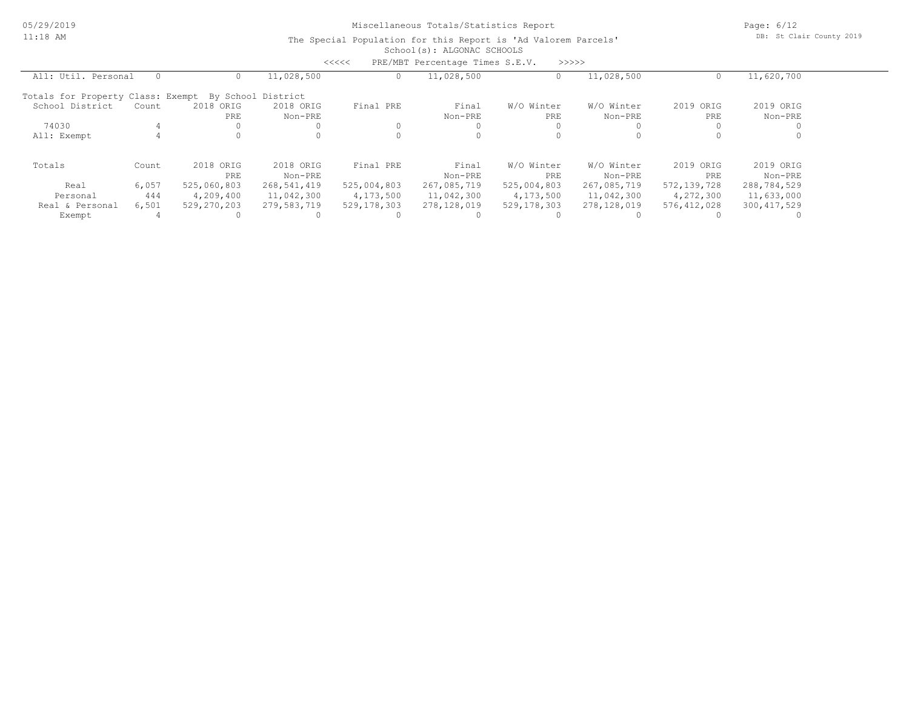Miscellaneous Totals/Statistics Report

The Special Population for this Report is 'Ad Valorem Parcels'

School(s): ALGONAC SCHOOLS

<<<<< PRE/MBT Percentage Times S.E.V. >>>>>

| All: Util. Personal | 0 | 0 | 11,028,500 | 0 | 11,028,500 | 0 | 11,028,500 | 0 | 11,620,700 |
|---|---|---|---|---|---|---|---|---|---|

Totals for Property Class: Exempt By School District

| School District | Count | 2018 ORIG PRE | 2018 ORIG Non-PRE | Final PRE | Final Non-PRE | W/O Winter PRE | W/O Winter Non-PRE | 2019 ORIG PRE | 2019 ORIG Non-PRE |
|---|---|---|---|---|---|---|---|---|---|
| 74030 | 4 | 0 | 0 | 0 | 0 | 0 | 0 | 0 | 0 |
| All: Exempt | 4 | 0 | 0 | 0 | 0 | 0 | 0 | 0 | 0 |

| Totals | Count | 2018 ORIG PRE | 2018 ORIG Non-PRE | Final PRE | Final Non-PRE | W/O Winter PRE | W/O Winter Non-PRE | 2019 ORIG PRE | 2019 ORIG Non-PRE |
|---|---|---|---|---|---|---|---|---|---|
| Real | 6,057 | 525,060,803 | 268,541,419 | 525,004,803 | 267,085,719 | 525,004,803 | 267,085,719 | 572,139,728 | 288,784,529 |
| Personal | 444 | 4,209,400 | 11,042,300 | 4,173,500 | 11,042,300 | 4,173,500 | 11,042,300 | 4,272,300 | 11,633,000 |
| Real & Personal | 6,501 | 529,270,203 | 279,583,719 | 529,178,303 | 278,128,019 | 529,178,303 | 278,128,019 | 576,412,028 | 300,417,529 |
| Exempt | 4 | 0 | 0 | 0 | 0 | 0 | 0 | 0 | 0 |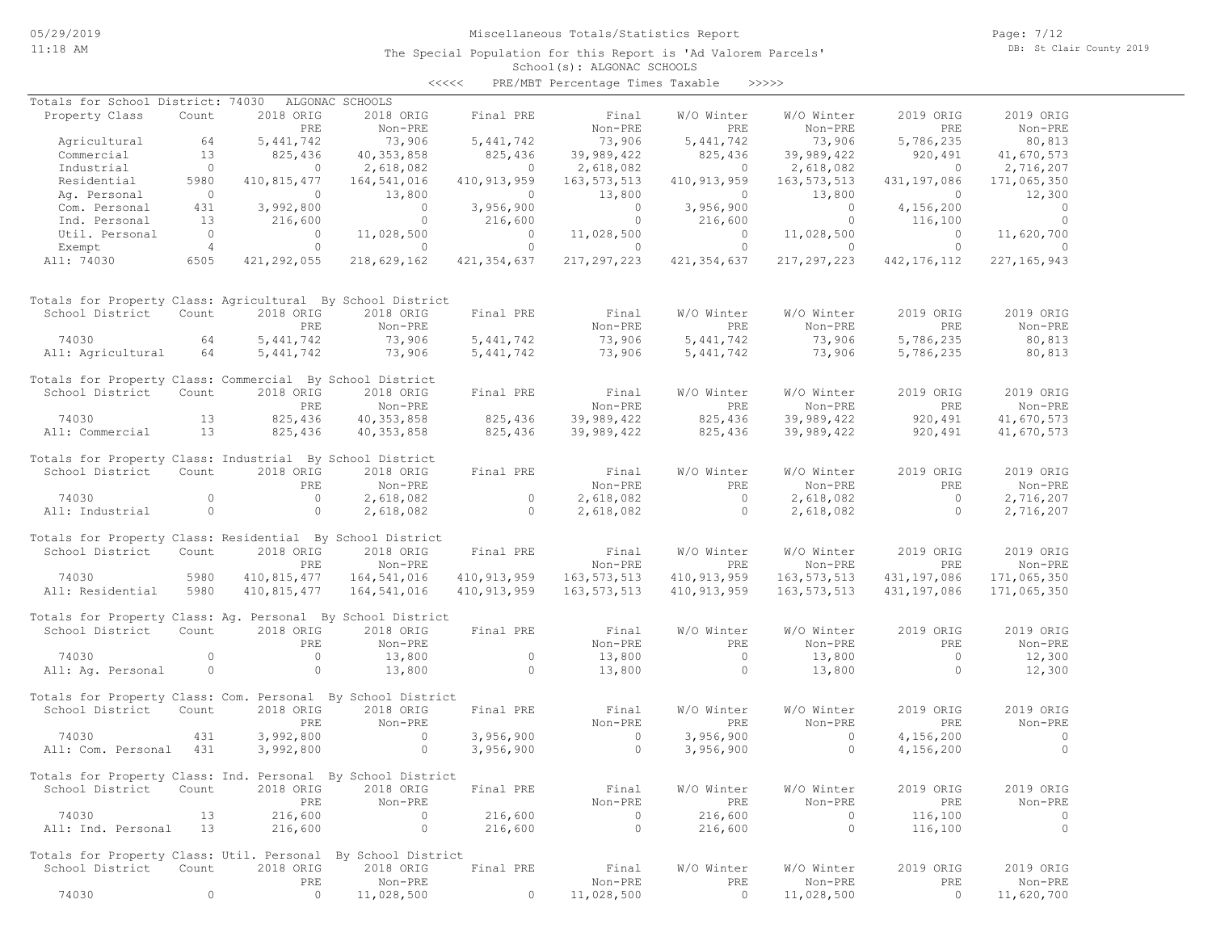Miscellaneous Totals/Statistics Report

The Special Population for this Report is 'Ad Valorem Parcels'

School(s): ALGONAC SCHOOLS

<<<<< PRE/MBT Percentage Times Taxable >>>>>

Totals for School District: 74030 ALGONAC SCHOOLS

| Property Class | Count | 2018 ORIG PRE | 2018 ORIG Non-PRE | Final PRE | Final Non-PRE | W/O Winter PRE | W/O Winter Non-PRE | 2019 ORIG PRE | 2019 ORIG Non-PRE |
|---|---|---|---|---|---|---|---|---|---|
| Agricultural | 64 | 5,441,742 | 73,906 | 5,441,742 | 73,906 | 5,441,742 | 73,906 | 5,786,235 | 80,813 |
| Commercial | 13 | 825,436 | 40,353,858 | 825,436 | 39,989,422 | 825,436 | 39,989,422 | 920,491 | 41,670,573 |
| Industrial | 0 | 0 | 2,618,082 | 0 | 2,618,082 | 0 | 2,618,082 | 0 | 2,716,207 |
| Residential | 5980 | 410,815,477 | 164,541,016 | 410,913,959 | 163,573,513 | 410,913,959 | 163,573,513 | 431,197,086 | 171,065,350 |
| Ag. Personal | 0 | 0 | 13,800 | 0 | 13,800 | 0 | 13,800 | 0 | 12,300 |
| Com. Personal | 431 | 3,992,800 | 0 | 3,956,900 | 0 | 3,956,900 | 0 | 4,156,200 | 0 |
| Ind. Personal | 13 | 216,600 | 0 | 216,600 | 0 | 216,600 | 0 | 116,100 | 0 |
| Util. Personal | 0 | 0 | 11,028,500 | 0 | 11,028,500 | 0 | 11,028,500 | 0 | 11,620,700 |
| Exempt | 4 | 0 | 0 | 0 | 0 | 0 | 0 | 0 | 0 |
| All: 74030 | 6505 | 421,292,055 | 218,629,162 | 421,354,637 | 217,297,223 | 421,354,637 | 217,297,223 | 442,176,112 | 227,165,943 |

Totals for Property Class: Agricultural By School District

| School District | Count | 2018 ORIG PRE | 2018 ORIG Non-PRE | Final PRE | Final Non-PRE | W/O Winter PRE | W/O Winter Non-PRE | 2019 ORIG PRE | 2019 ORIG Non-PRE |
|---|---|---|---|---|---|---|---|---|---|
| 74030 | 64 | 5,441,742 | 73,906 | 5,441,742 | 73,906 | 5,441,742 | 73,906 | 5,786,235 | 80,813 |
| All: Agricultural | 64 | 5,441,742 | 73,906 | 5,441,742 | 73,906 | 5,441,742 | 73,906 | 5,786,235 | 80,813 |

Totals for Property Class: Commercial By School District

| School District | Count | 2018 ORIG PRE | 2018 ORIG Non-PRE | Final PRE | Final Non-PRE | W/O Winter PRE | W/O Winter Non-PRE | 2019 ORIG PRE | 2019 ORIG Non-PRE |
|---|---|---|---|---|---|---|---|---|---|
| 74030 | 13 | 825,436 | 40,353,858 | 825,436 | 39,989,422 | 825,436 | 39,989,422 | 920,491 | 41,670,573 |
| All: Commercial | 13 | 825,436 | 40,353,858 | 825,436 | 39,989,422 | 825,436 | 39,989,422 | 920,491 | 41,670,573 |

Totals for Property Class: Industrial By School District

| School District | Count | 2018 ORIG PRE | 2018 ORIG Non-PRE | Final PRE | Final Non-PRE | W/O Winter PRE | W/O Winter Non-PRE | 2019 ORIG PRE | 2019 ORIG Non-PRE |
|---|---|---|---|---|---|---|---|---|---|
| 74030 | 0 | 0 | 2,618,082 | 0 | 2,618,082 | 0 | 2,618,082 | 0 | 2,716,207 |
| All: Industrial | 0 | 0 | 2,618,082 | 0 | 2,618,082 | 0 | 2,618,082 | 0 | 2,716,207 |

Totals for Property Class: Residential By School District

| School District | Count | 2018 ORIG PRE | 2018 ORIG Non-PRE | Final PRE | Final Non-PRE | W/O Winter PRE | W/O Winter Non-PRE | 2019 ORIG PRE | 2019 ORIG Non-PRE |
|---|---|---|---|---|---|---|---|---|---|
| 74030 | 5980 | 410,815,477 | 164,541,016 | 410,913,959 | 163,573,513 | 410,913,959 | 163,573,513 | 431,197,086 | 171,065,350 |
| All: Residential | 5980 | 410,815,477 | 164,541,016 | 410,913,959 | 163,573,513 | 410,913,959 | 163,573,513 | 431,197,086 | 171,065,350 |

Totals for Property Class: Ag. Personal By School District

| School District | Count | 2018 ORIG PRE | 2018 ORIG Non-PRE | Final PRE | Final Non-PRE | W/O Winter PRE | W/O Winter Non-PRE | 2019 ORIG PRE | 2019 ORIG Non-PRE |
|---|---|---|---|---|---|---|---|---|---|
| 74030 | 0 | 0 | 13,800 | 0 | 13,800 | 0 | 13,800 | 0 | 12,300 |
| All: Ag. Personal | 0 | 0 | 13,800 | 0 | 13,800 | 0 | 13,800 | 0 | 12,300 |

Totals for Property Class: Com. Personal By School District

| School District | Count | 2018 ORIG PRE | 2018 ORIG Non-PRE | Final PRE | Final Non-PRE | W/O Winter PRE | W/O Winter Non-PRE | 2019 ORIG PRE | 2019 ORIG Non-PRE |
|---|---|---|---|---|---|---|---|---|---|
| 74030 | 431 | 3,992,800 | 0 | 3,956,900 | 0 | 3,956,900 | 0 | 4,156,200 | 0 |
| All: Com. Personal | 431 | 3,992,800 | 0 | 3,956,900 | 0 | 3,956,900 | 0 | 4,156,200 | 0 |

Totals for Property Class: Ind. Personal By School District

| School District | Count | 2018 ORIG PRE | 2018 ORIG Non-PRE | Final PRE | Final Non-PRE | W/O Winter PRE | W/O Winter Non-PRE | 2019 ORIG PRE | 2019 ORIG Non-PRE |
|---|---|---|---|---|---|---|---|---|---|
| 74030 | 13 | 216,600 | 0 | 216,600 | 0 | 216,600 | 0 | 116,100 | 0 |
| All: Ind. Personal | 13 | 216,600 | 0 | 216,600 | 0 | 216,600 | 0 | 116,100 | 0 |

Totals for Property Class: Util. Personal By School District

| School District | Count | 2018 ORIG PRE | 2018 ORIG Non-PRE | Final PRE | Final Non-PRE | W/O Winter PRE | W/O Winter Non-PRE | 2019 ORIG PRE | 2019 ORIG Non-PRE |
|---|---|---|---|---|---|---|---|---|---|
| 74030 | 0 | 0 | 11,028,500 | 0 | 11,028,500 | 0 | 11,028,500 | 0 | 11,620,700 |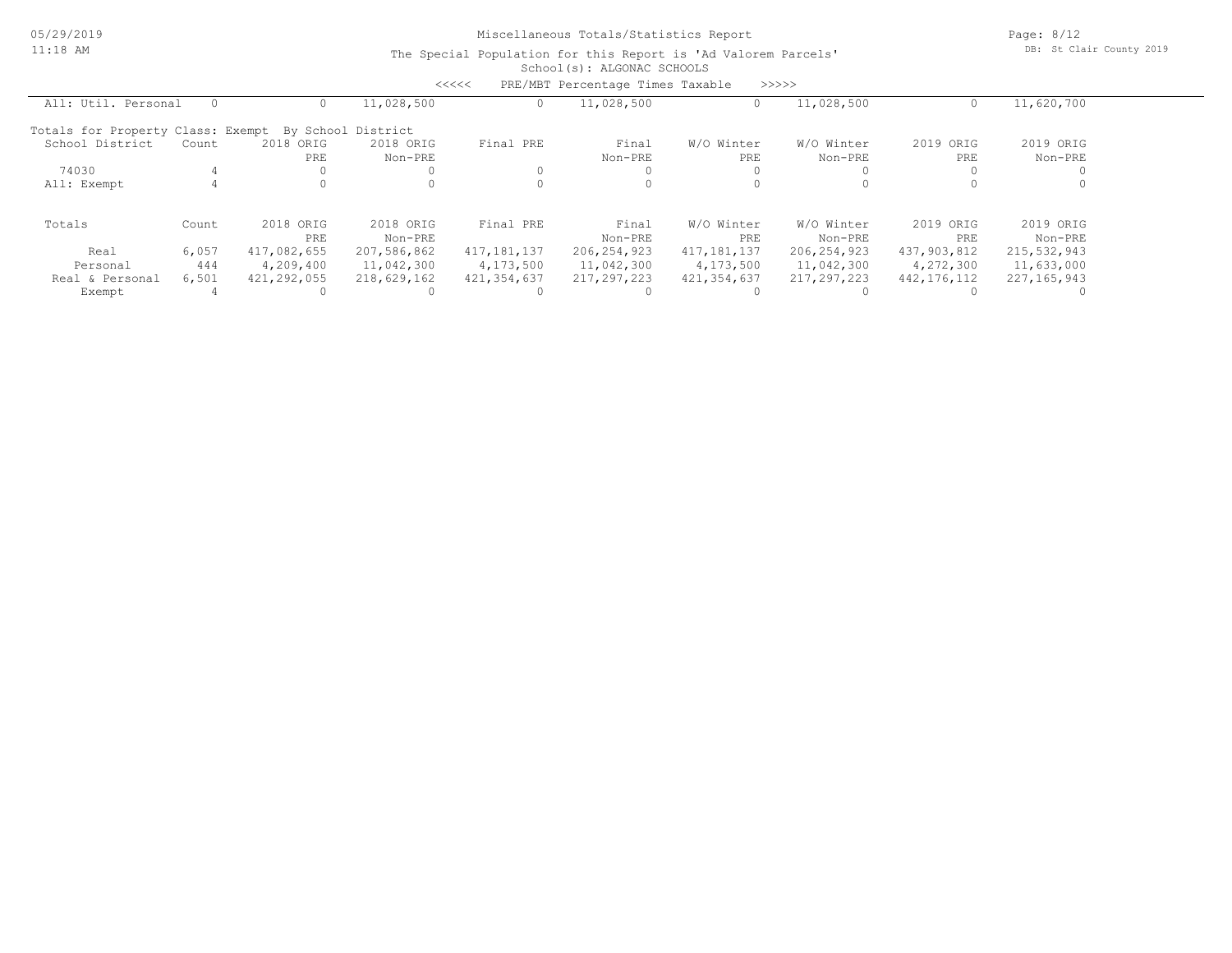<<<<< PRE/MBT Percentage Times Taxable >>>>>

| All: Util. Personal | 0 | 0 | 11,028,500 | 0 | 11,028,500 | 0 | 11,028,500 | 0 | 11,620,700 |
|---|---|---|---|---|---|---|---|---|---|

Totals for Property Class: Exempt By School District

| School District | Count | 2018 ORIG PRE | 2018 ORIG Non-PRE | Final PRE | Final Non-PRE | W/O Winter PRE | W/O Winter Non-PRE | 2019 ORIG PRE | 2019 ORIG Non-PRE |
|---|---|---|---|---|---|---|---|---|---|
| 74030 | 4 | 0 | 0 | 0 | 0 | 0 | 0 | 0 | 0 |
| All: Exempt | 4 | 0 | 0 | 0 | 0 | 0 | 0 | 0 | 0 |

| Totals | Count | 2018 ORIG PRE | 2018 ORIG Non-PRE | Final PRE | Final Non-PRE | W/O Winter PRE | W/O Winter Non-PRE | 2019 ORIG PRE | 2019 ORIG Non-PRE |
|---|---|---|---|---|---|---|---|---|---|
| Real | 6,057 | 417,082,655 | 207,586,862 | 417,181,137 | 206,254,923 | 417,181,137 | 206,254,923 | 437,903,812 | 215,532,943 |
| Personal | 444 | 4,209,400 | 11,042,300 | 4,173,500 | 11,042,300 | 4,173,500 | 11,042,300 | 4,272,300 | 11,633,000 |
| Real & Personal | 6,501 | 421,292,055 | 218,629,162 | 421,354,637 | 217,297,223 | 421,354,637 | 217,297,223 | 442,176,112 | 227,165,943 |
| Exempt | 4 | 0 | 0 | 0 | 0 | 0 | 0 | 0 | 0 |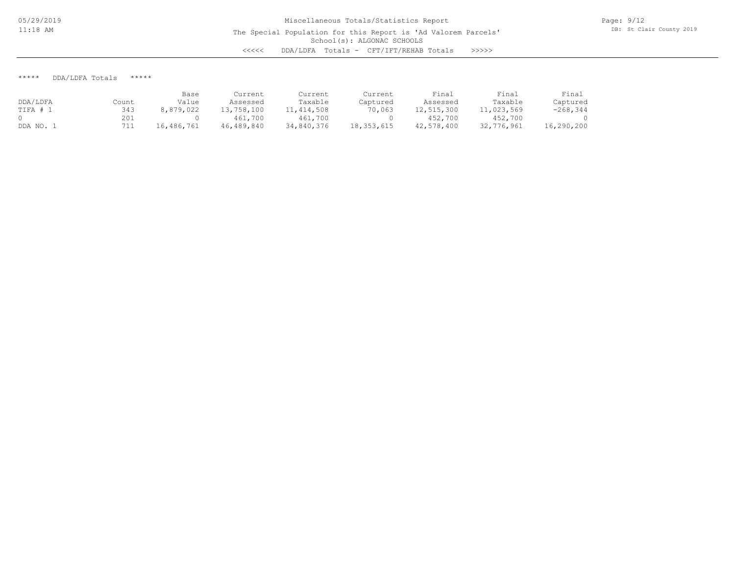Miscellaneous Totals/Statistics Report

The Special Population for this Report is 'Ad Valorem Parcels'

School(s): ALGONAC SCHOOLS

<<<<< DDA/LDFA Totals - CFT/IFT/REHAB Totals >>>>>

***** DDA/LDFA Totals *****

| DDA/LDFA | Count | Base Value | Current Assessed | Current Taxable | Current Captured | Final Assessed | Final Taxable | Final Captured |
|---|---|---|---|---|---|---|---|---|
| TIFA # 1 | 343 | 8,879,022 | 13,758,100 | 11,414,508 | 70,063 | 12,515,300 | 11,023,569 | -268,344 |
| 0 | 201 | 0 | 461,700 | 461,700 | 0 | 452,700 | 452,700 | 0 |
| DDA NO. 1 | 711 | 16,486,761 | 46,489,840 | 34,840,376 | 18,353,615 | 42,578,400 | 32,776,961 | 16,290,200 |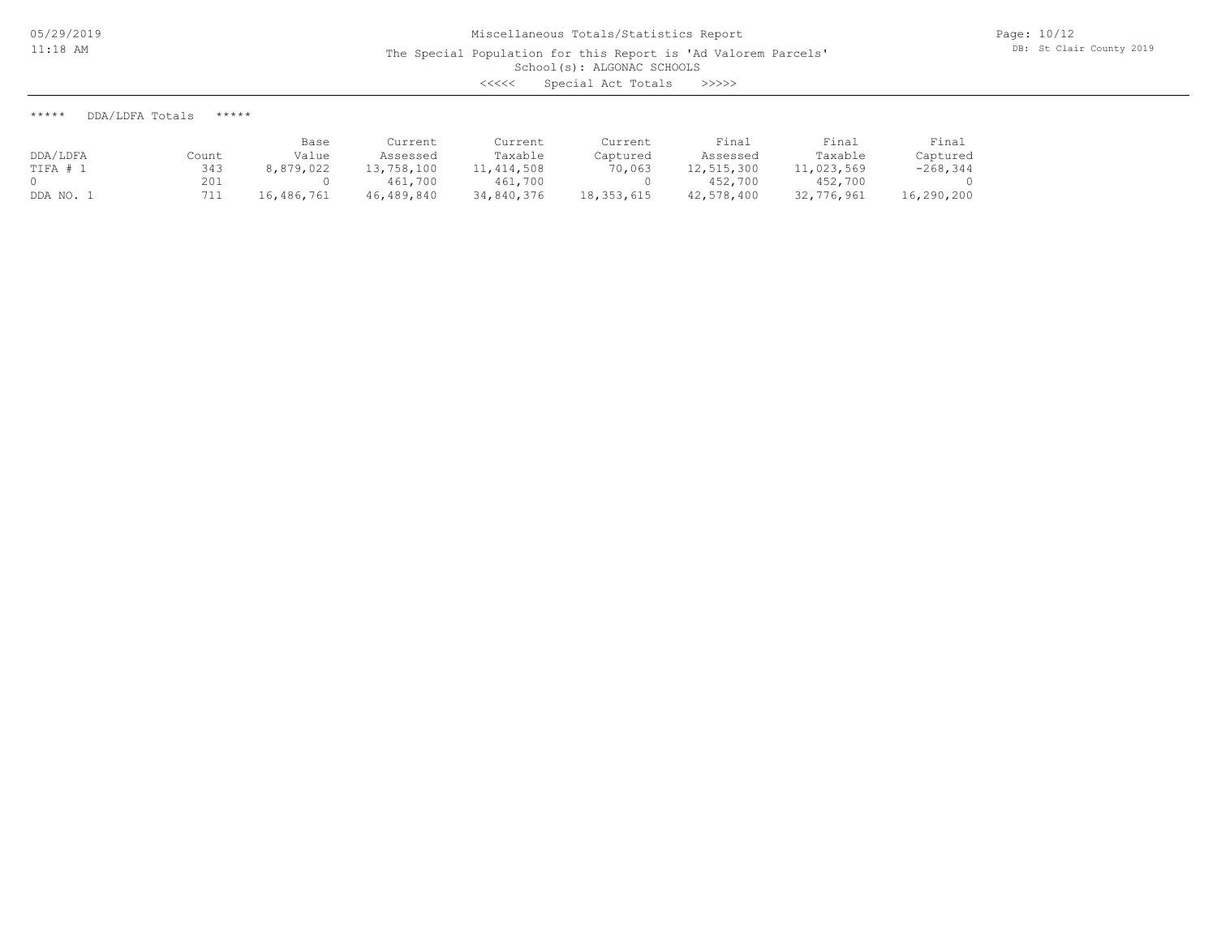Miscellaneous Totals/Statistics Report

The Special Population for this Report is 'Ad Valorem Parcels'

School(s): ALGONAC SCHOOLS

<<<<< Special Act Totals >>>>>

***** DDA/LDFA Totals *****

| DDA/LDFA | Count | Base Value | Current Assessed | Current Taxable | Current Captured | Final Assessed | Final Taxable | Final Captured |
|---|---|---|---|---|---|---|---|---|
| TIFA # 1 | 343 | 8,879,022 | 13,758,100 | 11,414,508 | 70,063 | 12,515,300 | 11,023,569 | -268,344 |
| 0 | 201 | 0 | 461,700 | 461,700 | 0 | 452,700 | 452,700 | 0 |
| DDA NO. 1 | 711 | 16,486,761 | 46,489,840 | 34,840,376 | 18,353,615 | 42,578,400 | 32,776,961 | 16,290,200 |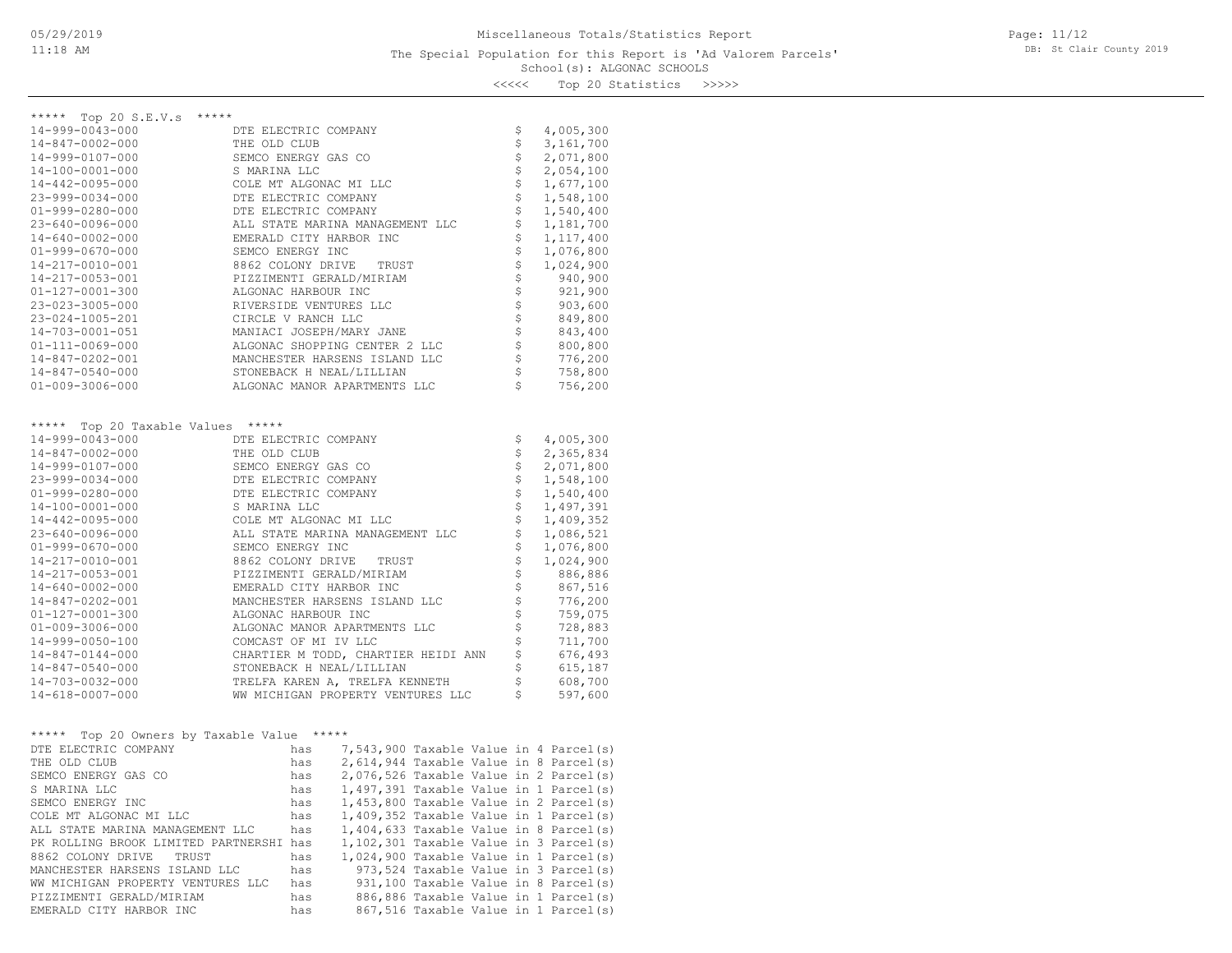Miscellaneous Totals/Statistics Report

The Special Population for this Report is 'Ad Valorem Parcels'

School(s): ALGONAC SCHOOLS

<<<<< Top 20 Statistics >>>>>

## ***** Top 20 S.E.V.s *****

| Parcel | Owner | S.E.V. |
|---|---|---|
| 14-999-0043-000 | DTE ELECTRIC COMPANY | $ 4,005,300 |
| 14-847-0002-000 | THE OLD CLUB | $ 3,161,700 |
| 14-999-0107-000 | SEMCO ENERGY GAS CO | $ 2,071,800 |
| 14-100-0001-000 | S MARINA LLC | $ 2,054,100 |
| 14-442-0095-000 | COLE MT ALGONAC MI LLC | $ 1,677,100 |
| 23-999-0034-000 | DTE ELECTRIC COMPANY | $ 1,548,100 |
| 01-999-0280-000 | DTE ELECTRIC COMPANY | $ 1,540,400 |
| 23-640-0096-000 | ALL STATE MARINA MANAGEMENT LLC | $ 1,181,700 |
| 14-640-0002-000 | EMERALD CITY HARBOR INC | $ 1,117,400 |
| 01-999-0670-000 | SEMCO ENERGY INC | $ 1,076,800 |
| 14-217-0010-001 | 8862 COLONY DRIVE TRUST | $ 1,024,900 |
| 14-217-0053-001 | PIZZIMENTI GERALD/MIRIAM | $ 940,900 |
| 01-127-0001-300 | ALGONAC HARBOUR INC | $ 921,900 |
| 23-023-3005-000 | RIVERSIDE VENTURES LLC | $ 903,600 |
| 23-024-1005-201 | CIRCLE V RANCH LLC | $ 849,800 |
| 14-703-0001-051 | MANIACI JOSEPH/MARY JANE | $ 843,400 |
| 01-111-0069-000 | ALGONAC SHOPPING CENTER 2 LLC | $ 800,800 |
| 14-847-0202-001 | MANCHESTER HARSENS ISLAND LLC | $ 776,200 |
| 14-847-0540-000 | STONEBACK H NEAL/LILLIAN | $ 758,800 |
| 01-009-3006-000 | ALGONAC MANOR APARTMENTS LLC | $ 756,200 |

## ***** Top 20 Taxable Values *****

| Parcel | Owner | Taxable Value |
|---|---|---|
| 14-999-0043-000 | DTE ELECTRIC COMPANY | $ 4,005,300 |
| 14-847-0002-000 | THE OLD CLUB | $ 2,365,834 |
| 14-999-0107-000 | SEMCO ENERGY GAS CO | $ 2,071,800 |
| 23-999-0034-000 | DTE ELECTRIC COMPANY | $ 1,548,100 |
| 01-999-0280-000 | DTE ELECTRIC COMPANY | $ 1,540,400 |
| 14-100-0001-000 | S MARINA LLC | $ 1,497,391 |
| 14-442-0095-000 | COLE MT ALGONAC MI LLC | $ 1,409,352 |
| 23-640-0096-000 | ALL STATE MARINA MANAGEMENT LLC | $ 1,086,521 |
| 01-999-0670-000 | SEMCO ENERGY INC | $ 1,076,800 |
| 14-217-0010-001 | 8862 COLONY DRIVE TRUST | $ 1,024,900 |
| 14-217-0053-001 | PIZZIMENTI GERALD/MIRIAM | $ 886,886 |
| 14-640-0002-000 | EMERALD CITY HARBOR INC | $ 867,516 |
| 14-847-0202-001 | MANCHESTER HARSENS ISLAND LLC | $ 776,200 |
| 01-127-0001-300 | ALGONAC HARBOUR INC | $ 759,075 |
| 01-009-3006-000 | ALGONAC MANOR APARTMENTS LLC | $ 728,883 |
| 14-999-0050-100 | COMCAST OF MI IV LLC | $ 711,700 |
| 14-847-0144-000 | CHARTIER M TODD, CHARTIER HEIDI ANN | $ 676,493 |
| 14-847-0540-000 | STONEBACK H NEAL/LILLIAN | $ 615,187 |
| 14-703-0032-000 | TRELFA KAREN A, TRELFA KENNETH | $ 608,700 |
| 14-618-0007-000 | WW MICHIGAN PROPERTY VENTURES LLC | $ 597,600 |

## ***** Top 20 Owners by Taxable Value *****

| Owner | | Taxable Value | Parcel(s) |
|---|---|---|---|
| DTE ELECTRIC COMPANY | has | 7,543,900 Taxable Value | in 4 Parcel(s) |
| THE OLD CLUB | has | 2,614,944 Taxable Value | in 8 Parcel(s) |
| SEMCO ENERGY GAS CO | has | 2,076,526 Taxable Value | in 2 Parcel(s) |
| S MARINA LLC | has | 1,497,391 Taxable Value | in 1 Parcel(s) |
| SEMCO ENERGY INC | has | 1,453,800 Taxable Value | in 2 Parcel(s) |
| COLE MT ALGONAC MI LLC | has | 1,409,352 Taxable Value | in 1 Parcel(s) |
| ALL STATE MARINA MANAGEMENT LLC | has | 1,404,633 Taxable Value | in 8 Parcel(s) |
| PK ROLLING BROOK LIMITED PARTNERSHI | has | 1,102,301 Taxable Value | in 3 Parcel(s) |
| 8862 COLONY DRIVE TRUST | has | 1,024,900 Taxable Value | in 1 Parcel(s) |
| MANCHESTER HARSENS ISLAND LLC | has | 973,524 Taxable Value | in 3 Parcel(s) |
| WW MICHIGAN PROPERTY VENTURES LLC | has | 931,100 Taxable Value | in 8 Parcel(s) |
| PIZZIMENTI GERALD/MIRIAM | has | 886,886 Taxable Value | in 1 Parcel(s) |
| EMERALD CITY HARBOR INC | has | 867,516 Taxable Value | in 1 Parcel(s) |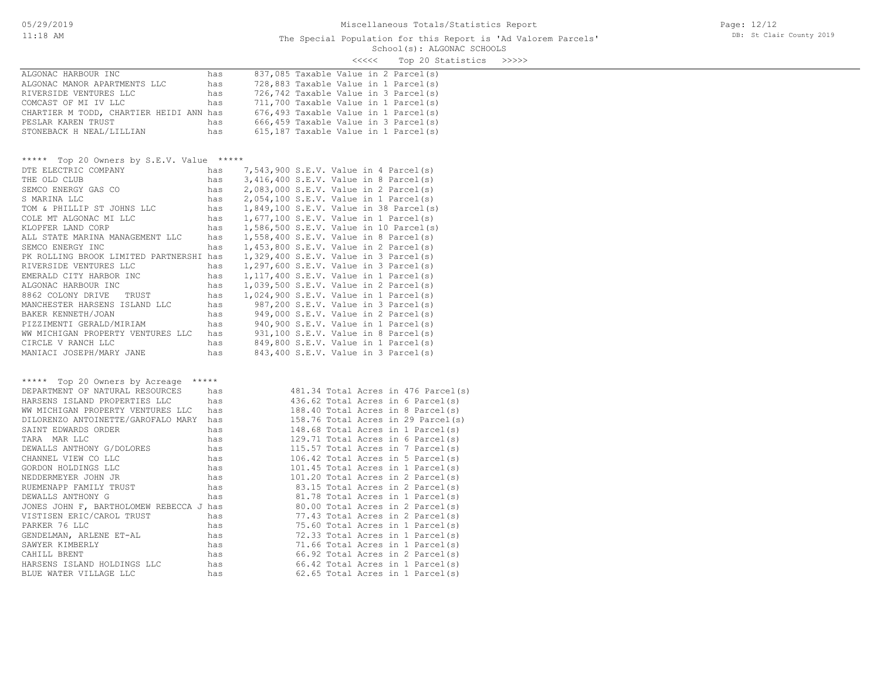Miscellaneous Totals/Statistics Report

The Special Population for this Report is 'Ad Valorem Parcels'

School(s): ALGONAC SCHOOLS

<<<<< Top 20 Statistics >>>>>

| | | |
|---|---|---|
| ALGONAC HARBOUR INC | has | 837,085 Taxable Value in 2 Parcel(s) |
| ALGONAC MANOR APARTMENTS LLC | has | 728,883 Taxable Value in 1 Parcel(s) |
| RIVERSIDE VENTURES LLC | has | 726,742 Taxable Value in 3 Parcel(s) |
| COMCAST OF MI IV LLC | has | 711,700 Taxable Value in 1 Parcel(s) |
| CHARTIER M TODD, CHARTIER HEIDI ANN | has | 676,493 Taxable Value in 1 Parcel(s) |
| PESLAR KAREN TRUST | has | 666,459 Taxable Value in 3 Parcel(s) |
| STONEBACK H NEAL/LILLIAN | has | 615,187 Taxable Value in 1 Parcel(s) |

***** Top 20 Owners by S.E.V. Value *****

| | | |
|---|---|---|
| DTE ELECTRIC COMPANY | has | 7,543,900 S.E.V. Value in 4 Parcel(s) |
| THE OLD CLUB | has | 3,416,400 S.E.V. Value in 8 Parcel(s) |
| SEMCO ENERGY GAS CO | has | 2,083,000 S.E.V. Value in 2 Parcel(s) |
| S MARINA LLC | has | 2,054,100 S.E.V. Value in 1 Parcel(s) |
| TOM & PHILLIP ST JOHNS LLC | has | 1,849,100 S.E.V. Value in 38 Parcel(s) |
| COLE MT ALGONAC MI LLC | has | 1,677,100 S.E.V. Value in 1 Parcel(s) |
| KLOPFER LAND CORP | has | 1,586,500 S.E.V. Value in 10 Parcel(s) |
| ALL STATE MARINA MANAGEMENT LLC | has | 1,558,400 S.E.V. Value in 8 Parcel(s) |
| SEMCO ENERGY INC | has | 1,453,800 S.E.V. Value in 2 Parcel(s) |
| PK ROLLING BROOK LIMITED PARTNERSHI | has | 1,329,400 S.E.V. Value in 3 Parcel(s) |
| RIVERSIDE VENTURES LLC | has | 1,297,600 S.E.V. Value in 3 Parcel(s) |
| EMERALD CITY HARBOR INC | has | 1,117,400 S.E.V. Value in 1 Parcel(s) |
| ALGONAC HARBOUR INC | has | 1,039,500 S.E.V. Value in 2 Parcel(s) |
| 8862 COLONY DRIVE TRUST | has | 1,024,900 S.E.V. Value in 1 Parcel(s) |
| MANCHESTER HARSENS ISLAND LLC | has | 987,200 S.E.V. Value in 3 Parcel(s) |
| BAKER KENNETH/JOAN | has | 949,000 S.E.V. Value in 2 Parcel(s) |
| PIZZIMENTI GERALD/MIRIAM | has | 940,900 S.E.V. Value in 1 Parcel(s) |
| WW MICHIGAN PROPERTY VENTURES LLC | has | 931,100 S.E.V. Value in 8 Parcel(s) |
| CIRCLE V RANCH LLC | has | 849,800 S.E.V. Value in 1 Parcel(s) |
| MANIACI JOSEPH/MARY JANE | has | 843,400 S.E.V. Value in 3 Parcel(s) |

***** Top 20 Owners by Acreage *****

| | | |
|---|---|---|
| DEPARTMENT OF NATURAL RESOURCES | has | 481.34 Total Acres in 476 Parcel(s) |
| HARSENS ISLAND PROPERTIES LLC | has | 436.62 Total Acres in 6 Parcel(s) |
| WW MICHIGAN PROPERTY VENTURES LLC | has | 188.40 Total Acres in 8 Parcel(s) |
| DILORENZO ANTOINETTE/GAROFALO MARY | has | 158.76 Total Acres in 29 Parcel(s) |
| SAINT EDWARDS ORDER | has | 148.68 Total Acres in 1 Parcel(s) |
| TARA MAR LLC | has | 129.71 Total Acres in 6 Parcel(s) |
| DEWALLS ANTHONY G/DOLORES | has | 115.57 Total Acres in 7 Parcel(s) |
| CHANNEL VIEW CO LLC | has | 106.42 Total Acres in 5 Parcel(s) |
| GORDON HOLDINGS LLC | has | 101.45 Total Acres in 1 Parcel(s) |
| NEDDERMEYER JOHN JR | has | 101.20 Total Acres in 2 Parcel(s) |
| RUEMENAPP FAMILY TRUST | has | 83.15 Total Acres in 2 Parcel(s) |
| DEWALLS ANTHONY G | has | 81.78 Total Acres in 1 Parcel(s) |
| JONES JOHN F, BARTHOLOMEW REBECCA J | has | 80.00 Total Acres in 2 Parcel(s) |
| VISTISEN ERIC/CAROL TRUST | has | 77.43 Total Acres in 2 Parcel(s) |
| PARKER 76 LLC | has | 75.60 Total Acres in 1 Parcel(s) |
| GENDELMAN, ARLENE ET-AL | has | 72.33 Total Acres in 1 Parcel(s) |
| SAWYER KIMBERLY | has | 71.66 Total Acres in 1 Parcel(s) |
| CAHILL BRENT | has | 66.92 Total Acres in 2 Parcel(s) |
| HARSENS ISLAND HOLDINGS LLC | has | 66.42 Total Acres in 1 Parcel(s) |
| BLUE WATER VILLAGE LLC | has | 62.65 Total Acres in 1 Parcel(s) |